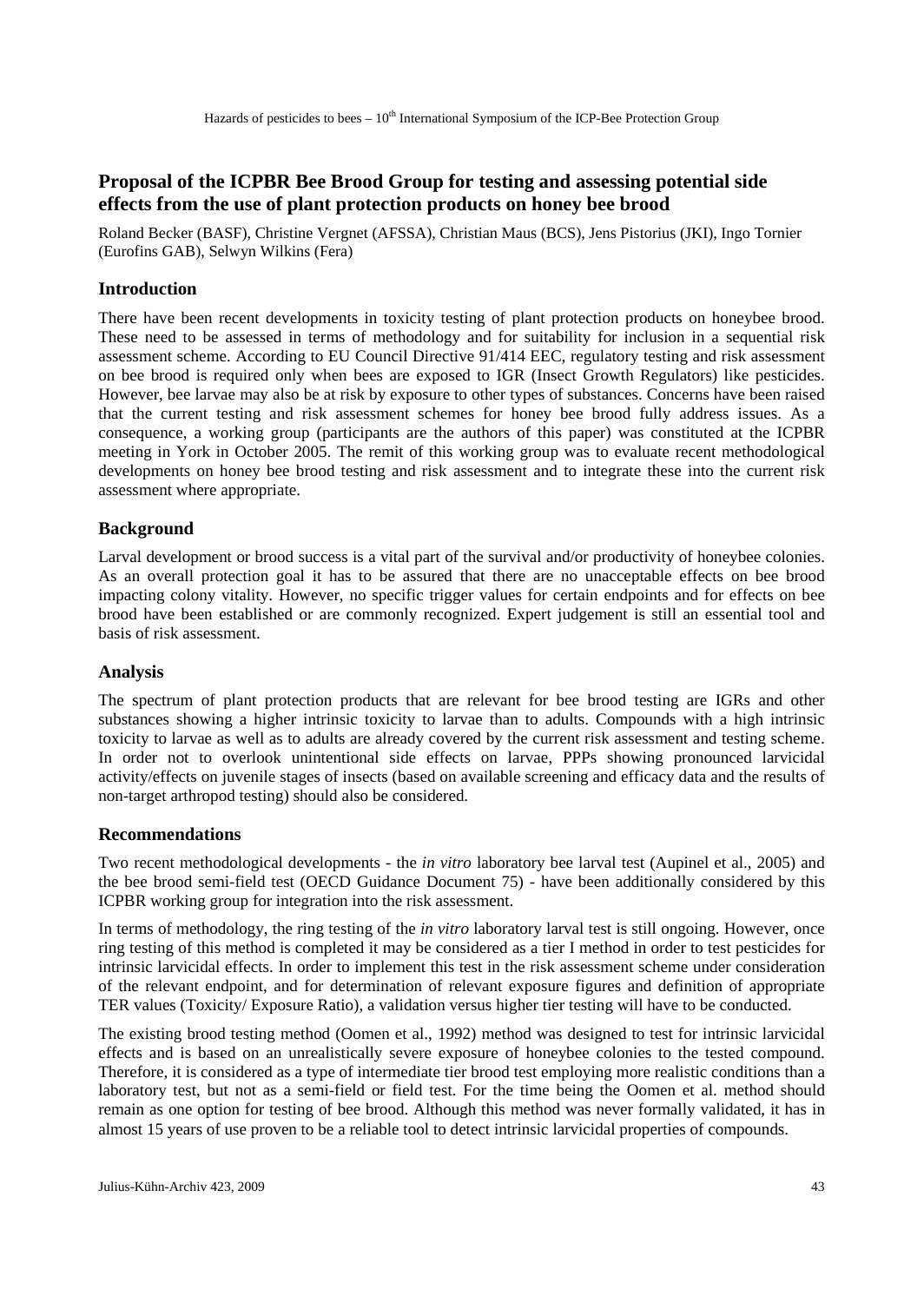## Proposal of the ICPBR Bee Brood Group for testing and assessing potential side effects from the use of plant protection products on honey bee brood

Roland Becker (BASF), Christine Vergnet (AFSSA), Christian Maus (BCS), Jens Pistorius (JKI), Ingo Tornier (Eurofins GAB), Selwyn Wilkins (Fera)

### Introduction

There have been recent developments in toxicity testing of plant protection products on honeybee brood. These need to be assessed in terms of methodology and for suitability for inclusion in a sequential risk assessment scheme. According to EU Council Directive 91/414 EEC, regulatory testing and risk assessment on bee brood is required only when bees are exposed to IGR (Insect Growth Regulators) like pesticides. However, bee larvae may also be at risk by exposure to other types of substances. Concerns have been raised that the current testing and risk assessment schemes for honey bee brood fully address issues. As a consequence, a working group (participants are the authors of this paper) was constituted at the ICPBR meeting in York in October 2005. The remit of this working group was to evaluate recent methodological developments on honey bee brood testing and risk assessment and to integrate these into the current risk assessment where appropriate.

### Background

Larval development or brood success is a vital part of the survival and/or productivity of honeybee colonies. As an overall protection goal it has to be assured that there are no unacceptable effects on bee brood impacting colony vitality. However, no specific trigger values for certain endpoints and for effects on bee brood have been established or are commonly recognized. Expert judgement is still an essential tool and basis of risk assessment.

### Analysis

The spectrum of plant protection products that are relevant for bee brood testing are IGRs and other substances showing a higher intrinsic toxicity to larvae than to adults. Compounds with a high intrinsic toxicity to larvae as well as to adults are already covered by the current risk assessment and testing scheme. In order not to overlook unintentional side effects on larvae, PPPs showing pronounced larvicidal activity/effects on juvenile stages of insects (based on available screening and efficacy data and the results of non-target arthropod testing) should also be considered.

### Recommendations

Two recent methodological developments - the *in vitro* laboratory bee larval test (Aupinel et al., 2005) and the bee brood semi-field test (OECD Guidance Document 75) - have been additionally considered by this ICPBR working group for integration into the risk assessment.

In terms of methodology, the ring testing of the *in vitro* laboratory larval test is still ongoing. However, once ring testing of this method is completed it may be considered as a tier I method in order to test pesticides for intrinsic larvicidal effects. In order to implement this test in the risk assessment scheme under consideration of the relevant endpoint, and for determination of relevant exposure figures and definition of appropriate TER values (Toxicity/ Exposure Ratio), a validation versus higher tier testing will have to be conducted.

The existing brood testing method (Oomen et al., 1992) method was designed to test for intrinsic larvicidal effects and is based on an unrealistically severe exposure of honeybee colonies to the tested compound. Therefore, it is considered as a type of intermediate tier brood test employing more realistic conditions than a laboratory test, but not as a semi-field or field test. For the time being the Oomen et al. method should remain as one option for testing of bee brood. Although this method was never formally validated, it has in almost 15 years of use proven to be a reliable tool to detect intrinsic larvicidal properties of compounds.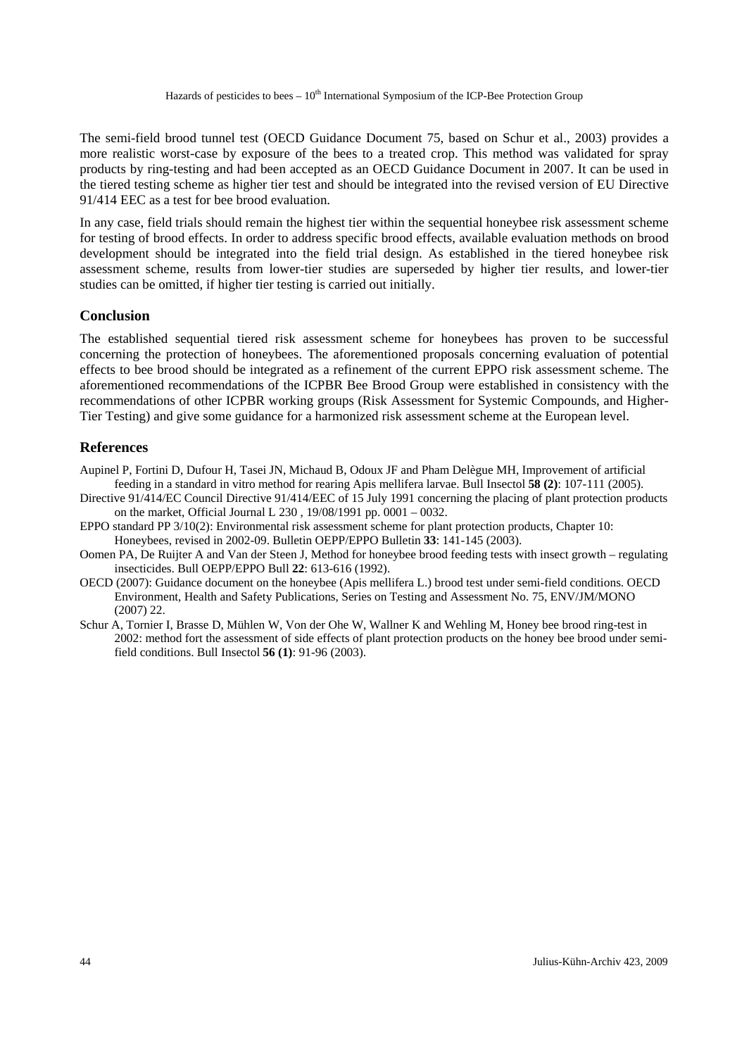The semi-field brood tunnel test (OECD Guidance Document 75, based on Schur et al., 2003) provides a more realistic worst-case by exposure of the bees to a treated crop. This method was validated for spray products by ring-testing and had been accepted as an OECD Guidance Document in 2007. It can be used in the tiered testing scheme as higher tier test and should be integrated into the revised version of EU Directive 91/414 EEC as a test for bee brood evaluation.

In any case, field trials should remain the highest tier within the sequential honeybee risk assessment scheme for testing of brood effects. In order to address specific brood effects, available evaluation methods on brood development should be integrated into the field trial design. As established in the tiered honeybee risk assessment scheme, results from lower-tier studies are superseded by higher tier results, and lower-tier studies can be omitted, if higher tier testing is carried out initially.

## Conclusion

The established sequential tiered risk assessment scheme for honeybees has proven to be successful concerning the protection of honeybees. The aforementioned proposals concerning evaluation of potential effects to bee brood should be integrated as a refinement of the current EPPO risk assessment scheme. The aforementioned recommendations of the ICPBR Bee Brood Group were established in consistency with the recommendations of other ICPBR working groups (Risk Assessment for Systemic Compounds, and Higher-Tier Testing) and give some guidance for a harmonized risk assessment scheme at the European level.

## References

Aupinel P, Fortini D, Dufour H, Tasei JN, Michaud B, Odoux JF and Pham Delègue MH, Improvement of artificial feeding in a standard in vitro method for rearing Apis mellifera larvae. Bull Insectol **58 (2)**: 107-111 (2005).

Directive 91/414/EC Council Directive 91/414/EEC of 15 July 1991 concerning the placing of plant protection products on the market, Official Journal L 230 , 19/08/1991 pp. 0001 – 0032.

EPPO standard PP 3/10(2): Environmental risk assessment scheme for plant protection products, Chapter 10: Honeybees, revised in 2002-09. Bulletin OEPP/EPPO Bulletin **33**: 141-145 (2003).

Oomen PA, De Ruijter A and Van der Steen J, Method for honeybee brood feeding tests with insect growth – regulating insecticides. Bull OEPP/EPPO Bull **22**: 613-616 (1992).

OECD (2007): Guidance document on the honeybee (Apis mellifera L.) brood test under semi-field conditions. OECD Environment, Health and Safety Publications, Series on Testing and Assessment No. 75, ENV/JM/MONO (2007) 22.

Schur A, Tornier I, Brasse D, Mühlen W, Von der Ohe W, Wallner K and Wehling M, Honey bee brood ring-test in 2002: method fort the assessment of side effects of plant protection products on the honey bee brood under semi-field conditions. Bull Insectol **56 (1)**: 91-96 (2003).